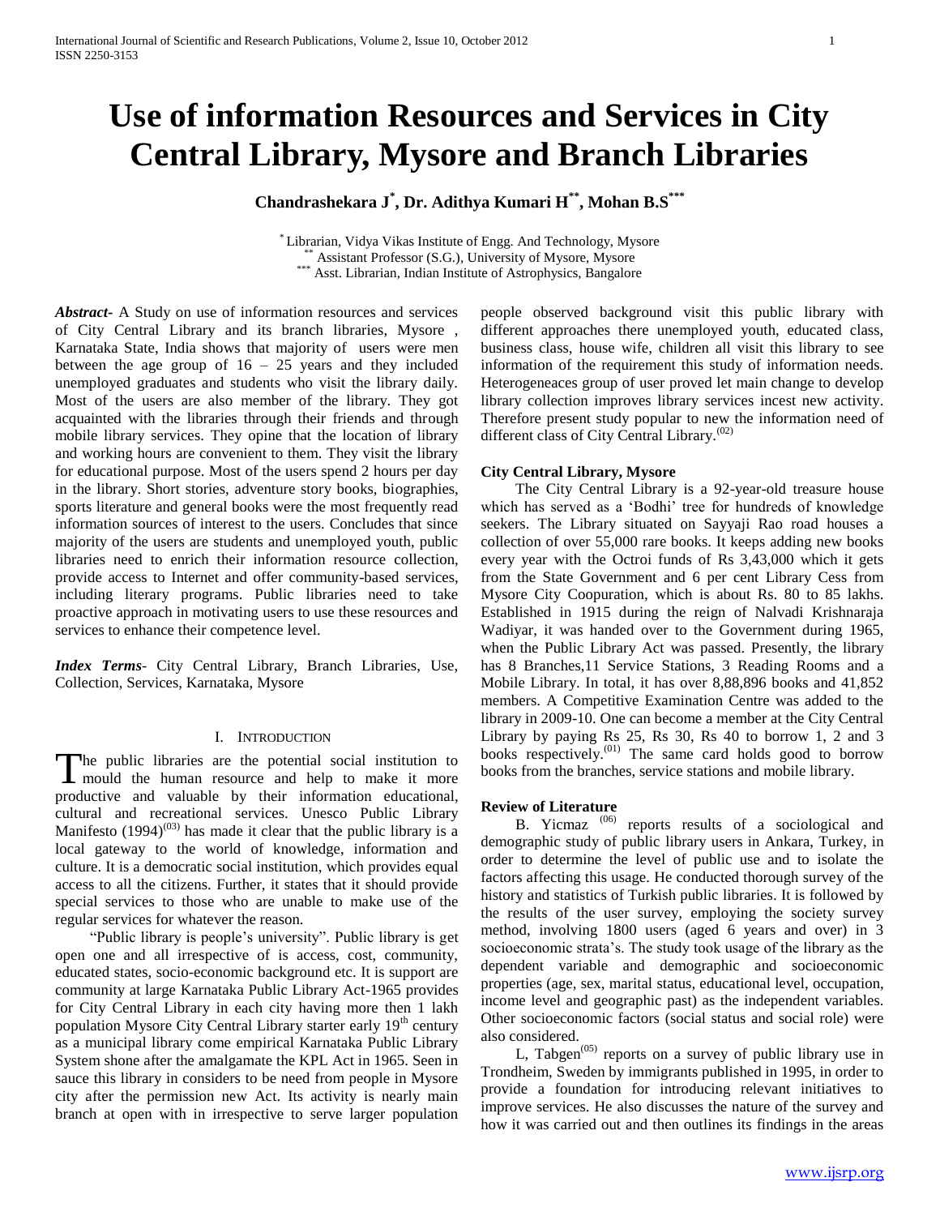# Use of information Resources and Services in City Central Library, Mysore and Branch Libraries

**Chandrashekara J[*], Dr. Adithya Kumari H[**], Mohan B.S[***]**

[*] Librarian, Vidya Vikas Institute of Engg. And Technology, Mysore
[**] Assistant Professor (S.G.), University of Mysore, Mysore
[***] Asst. Librarian, Indian Institute of Astrophysics, Bangalore

***Abstract-*** A Study on use of information resources and services of City Central Library and its branch libraries, Mysore , Karnataka State, India shows that majority of users were men between the age group of 16 – 25 years and they included unemployed graduates and students who visit the library daily. Most of the users are also member of the library. They got acquainted with the libraries through their friends and through mobile library services. They opine that the location of library and working hours are convenient to them. They visit the library for educational purpose. Most of the users spend 2 hours per day in the library. Short stories, adventure story books, biographies, sports literature and general books were the most frequently read information sources of interest to the users. Concludes that since majority of the users are students and unemployed youth, public libraries need to enrich their information resource collection, provide access to Internet and offer community-based services, including literary programs. Public libraries need to take proactive approach in motivating users to use these resources and services to enhance their competence level.

***Index Terms-*** City Central Library, Branch Libraries, Use, Collection, Services, Karnataka, Mysore

## I. Introduction

The public libraries are the potential social institution to mould the human resource and help to make it more productive and valuable by their information educational, cultural and recreational services. Unesco Public Library Manifesto (1994)[(03)] has made it clear that the public library is a local gateway to the world of knowledge, information and culture. It is a democratic social institution, which provides equal access to all the citizens. Further, it states that it should provide special services to those who are unable to make use of the regular services for whatever the reason.

"Public library is people's university". Public library is get open one and all irrespective of is access, cost, community, educated states, socio-economic background etc. It is support are community at large Karnataka Public Library Act-1965 provides for City Central Library in each city having more then 1 lakh population Mysore City Central Library starter early 19th century as a municipal library come empirical Karnataka Public Library System shone after the amalgamate the KPL Act in 1965. Seen in sauce this library in considers to be need from people in Mysore city after the permission new Act. Its activity is nearly main branch at open with in irrespective to serve larger population people observed background visit this public library with different approaches there unemployed youth, educated class, business class, house wife, children all visit this library to see information of the requirement this study of information needs. Heterogeneaces group of user proved let main change to develop library collection improves library services incest new activity. Therefore present study popular to new the information need of different class of City Central Library.[(02)]

### City Central Library, Mysore

The City Central Library is a 92-year-old treasure house which has served as a 'Bodhi' tree for hundreds of knowledge seekers. The Library situated on Sayyaji Rao road houses a collection of over 55,000 rare books. It keeps adding new books every year with the Octroi funds of Rs 3,43,000 which it gets from the State Government and 6 per cent Library Cess from Mysore City Coopuration, which is about Rs. 80 to 85 lakhs. Established in 1915 during the reign of Nalvadi Krishnaraja Wadiyar, it was handed over to the Government during 1965, when the Public Library Act was passed. Presently, the library has 8 Branches,11 Service Stations, 3 Reading Rooms and a Mobile Library. In total, it has over 8,88,896 books and 41,852 members. A Competitive Examination Centre was added to the library in 2009-10. One can become a member at the City Central Library by paying Rs 25, Rs 30, Rs 40 to borrow 1, 2 and 3 books respectively.[(01)] The same card holds good to borrow books from the branches, service stations and mobile library.

### Review of Literature

B. Yicmaz [(06)] reports results of a sociological and demographic study of public library users in Ankara, Turkey, in order to determine the level of public use and to isolate the factors affecting this usage. He conducted thorough survey of the history and statistics of Turkish public libraries. It is followed by the results of the user survey, employing the society survey method, involving 1800 users (aged 6 years and over) in 3 socioeconomic strata's. The study took usage of the library as the dependent variable and demographic and socioeconomic properties (age, sex, marital status, educational level, occupation, income level and geographic past) as the independent variables. Other socioeconomic factors (social status and social role) were also considered.

L, Tabgen[(05)] reports on a survey of public library use in Trondheim, Sweden by immigrants published in 1995, in order to provide a foundation for introducing relevant initiatives to improve services. He also discusses the nature of the survey and how it was carried out and then outlines its findings in the areas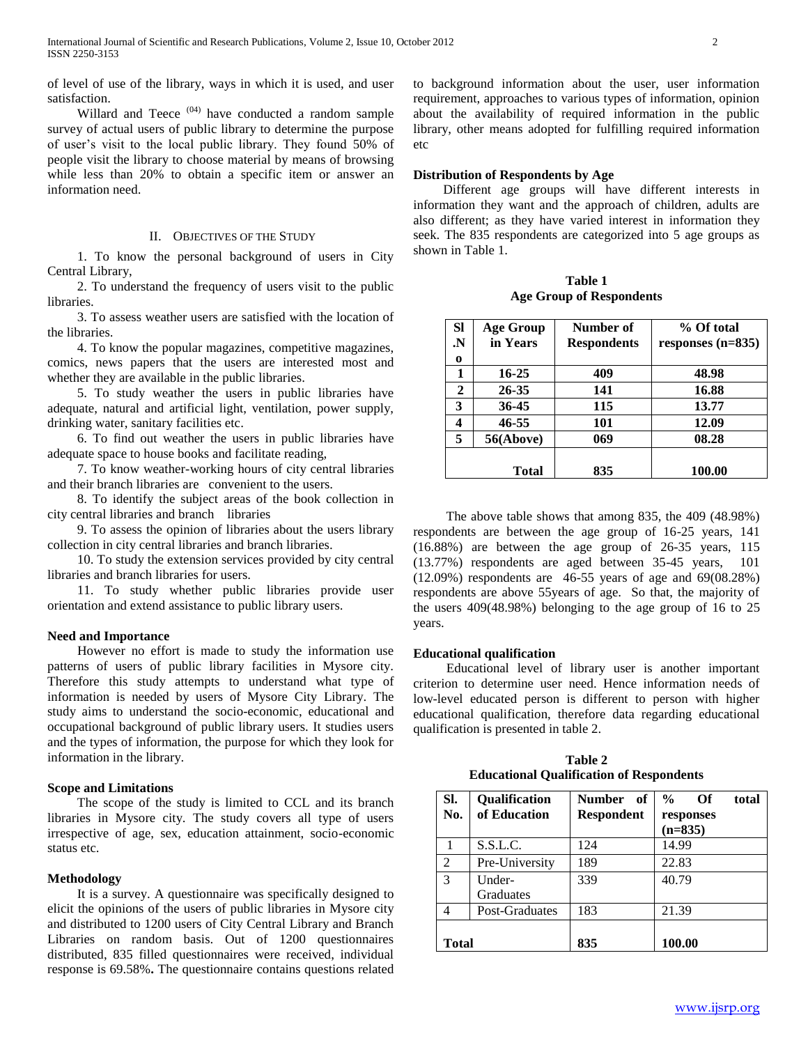of level of use of the library, ways in which it is used, and user satisfaction.

Willard and Teece [04] have conducted a random sample survey of actual users of public library to determine the purpose of user's visit to the local public library. They found 50% of people visit the library to choose material by means of browsing while less than 20% to obtain a specific item or answer an information need.

## II. Objectives of the Study

1. To know the personal background of users in City Central Library,
2. To understand the frequency of users visit to the public libraries.
3. To assess weather users are satisfied with the location of the libraries.
4. To know the popular magazines, competitive magazines, comics, news papers that the users are interested most and whether they are available in the public libraries.
5. To study weather the users in public libraries have adequate, natural and artificial light, ventilation, power supply, drinking water, sanitary facilities etc.
6. To find out weather the users in public libraries have adequate space to house books and facilitate reading,
7. To know weather-working hours of city central libraries and their branch libraries are convenient to the users.
8. To identify the subject areas of the book collection in city central libraries and branch libraries
9. To assess the opinion of libraries about the users library collection in city central libraries and branch libraries.
10. To study the extension services provided by city central libraries and branch libraries for users.
11. To study whether public libraries provide user orientation and extend assistance to public library users.

### Need and Importance

However no effort is made to study the information use patterns of users of public library facilities in Mysore city. Therefore this study attempts to understand what type of information is needed by users of Mysore City Library. The study aims to understand the socio-economic, educational and occupational background of public library users. It studies users and the types of information, the purpose for which they look for information in the library.

### Scope and Limitations

The scope of the study is limited to CCL and its branch libraries in Mysore city. The study covers all type of users irrespective of age, sex, education attainment, socio-economic status etc.

### Methodology

It is a survey. A questionnaire was specifically designed to elicit the opinions of the users of public libraries in Mysore city and distributed to 1200 users of City Central Library and Branch Libraries on random basis. Out of 1200 questionnaires distributed, 835 filled questionnaires were received, individual response is 69.58%**.** The questionnaire contains questions related to background information about the user, user information requirement, approaches to various types of information, opinion about the availability of required information in the public library, other means adopted for fulfilling required information etc

### Distribution of Respondents by Age

Different age groups will have different interests in information they want and the approach of children, adults are also different; as they have varied interest in information they seek. The 835 respondents are categorized into 5 age groups as shown in Table 1.

**Table 1**
**Age Group of Respondents**

| Sl .No | Age Group in Years | Number of Respondents | % Of total responses (n=835) |
|---|---|---|---|
| 1 | 16-25 | 409 | 48.98 |
| 2 | 26-35 | 141 | 16.88 |
| 3 | 36-45 | 115 | 13.77 |
| 4 | 46-55 | 101 | 12.09 |
| 5 | 56(Above) | 069 | 08.28 |
| | Total | 835 | 100.00 |

The above table shows that among 835, the 409 (48.98%) respondents are between the age group of 16-25 years, 141 (16.88%) are between the age group of 26-35 years, 115 (13.77%) respondents are aged between 35-45 years, 101 (12.09%) respondents are 46-55 years of age and 69(08.28%) respondents are above 55years of age. So that, the majority of the users 409(48.98%) belonging to the age group of 16 to 25 years.

### Educational qualification

Educational level of library user is another important criterion to determine user need. Hence information needs of low-level educated person is different to person with higher educational qualification, therefore data regarding educational qualification is presented in table 2.

**Table 2**
**Educational Qualification of Respondents**

| Sl. No. | Qualification of Education | Number of Respondent | % Of total responses (n=835) |
|---|---|---|---|
| 1 | S.S.L.C. | 124 | 14.99 |
| 2 | Pre-University | 189 | 22.83 |
| 3 | Under-Graduates | 339 | 40.79 |
| 4 | Post-Graduates | 183 | 21.39 |
| Total | | 835 | 100.00 |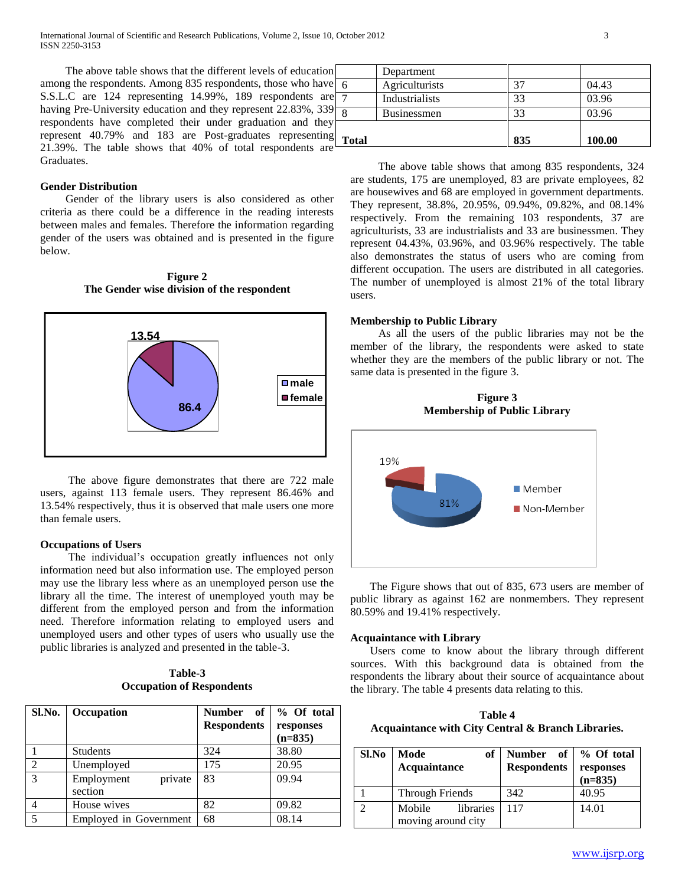The above table shows that the different levels of education among the respondents. Among 835 respondents, those who have S.S.L.C are 124 representing 14.99%, 189 respondents are having Pre-University education and they represent 22.83%, 339 respondents have completed their under graduation and they represent 40.79% and 183 are Post-graduates representing 21.39%. The table shows that 40% of total respondents are Graduates.

### Gender Distribution

Gender of the library users is also considered as other criteria as there could be a difference in the reading interests between males and females. Therefore the information regarding gender of the users was obtained and is presented in the figure below.

**Figure 2**
**The Gender wise division of the respondent**

The above figure demonstrates that there are 722 male users, against 113 female users. They represent 86.46% and 13.54% respectively, thus it is observed that male users one more than female users.

### Occupations of Users

The individual's occupation greatly influences not only information need but also information use. The employed person may use the library less where as an unemployed person use the library all the time. The interest of unemployed youth may be different from the employed person and from the information need. Therefore information relating to employed users and unemployed users and other types of users who usually use the public libraries is analyzed and presented in the table-3.

**Table-3**
**Occupation of Respondents**

| Sl.No. | Occupation | Number of Respondents | % Of total responses (n=835) |
|---|---|---|---|
| 1 | Students | 324 | 38.80 |
| 2 | Unemployed | 175 | 20.95 |
| 3 | Employment private section | 83 | 09.94 |
| 4 | House wives | 82 | 09.82 |
| 5 | Employed in Government Department | 68 | 08.14 |
| 6 | Agriculturists | 37 | 04.43 |
| 7 | Industrialists | 33 | 03.96 |
| 8 | Businessmen | 33 | 03.96 |
| **Total** | | **835** | **100.00** |

The above table shows that among 835 respondents, 324 are students, 175 are unemployed, 83 are private employees, 82 are housewives and 68 are employed in government departments. They represent, 38.8%, 20.95%, 09.94%, 09.82%, and 08.14% respectively. From the remaining 103 respondents, 37 are agriculturists, 33 are industrialists and 33 are businessmen. They represent 04.43%, 03.96%, and 03.96% respectively. The table also demonstrates the status of users who are coming from different occupation. The users are distributed in all categories. The number of unemployed is almost 21% of the total library users.

### Membership to Public Library

As all the users of the public libraries may not be the member of the library, the respondents were asked to state whether they are the members of the public library or not. The same data is presented in the figure 3.

**Figure 3**
**Membership of Public Library**

The Figure shows that out of 835, 673 users are member of public library as against 162 are nonmembers. They represent 80.59% and 19.41% respectively.

### Acquaintance with Library

Users come to know about the library through different sources. With this background data is obtained from the respondents the library about their source of acquaintance about the library. The table 4 presents data relating to this.

**Table 4**
**Acquaintance with City Central & Branch Libraries.**

| Sl.No | Mode of Acquaintance | Number of Respondents | % Of total responses (n=835) |
|---|---|---|---|
| 1 | Through Friends | 342 | 40.95 |
| 2 | Mobile libraries moving around city | 117 | 14.01 |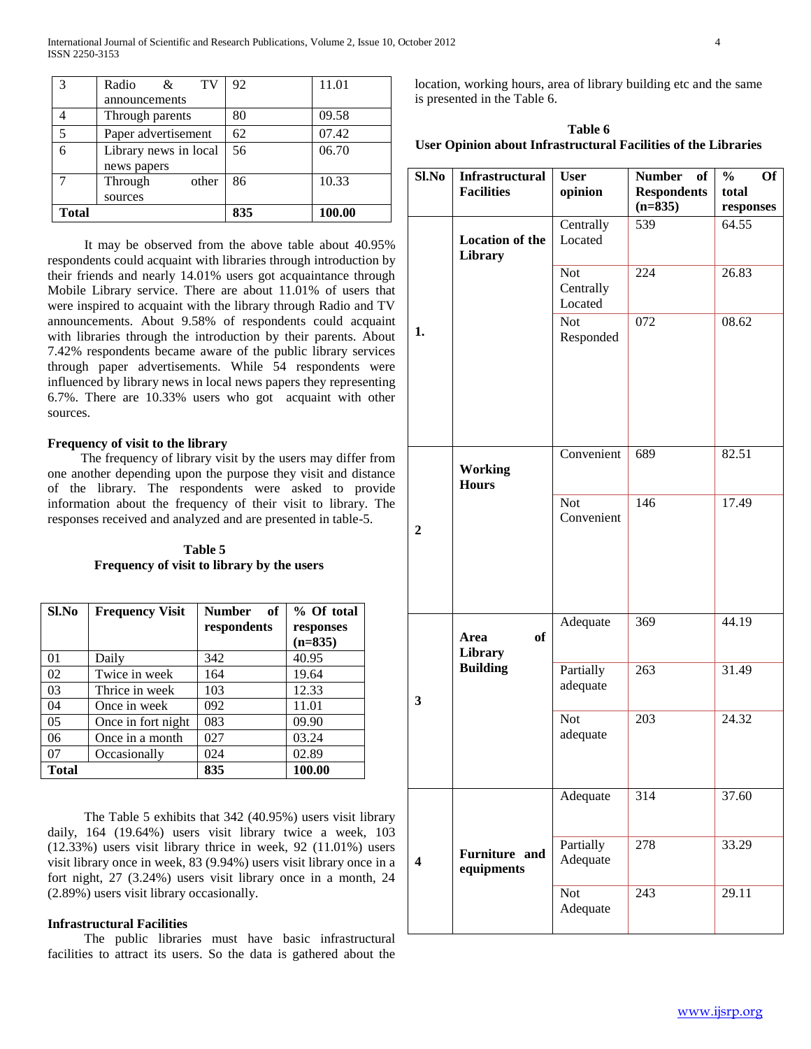| 3 | Radio & TV announcements | 92 | 11.01 |
|---|---|---|---|
| 4 | Through parents | 80 | 09.58 |
| 5 | Paper advertisement | 62 | 07.42 |
| 6 | Library news in local news papers | 56 | 06.70 |
| 7 | Through other sources | 86 | 10.33 |
| **Total** | | **835** | **100.00** |

It may be observed from the above table about 40.95% respondents could acquaint with libraries through introduction by their friends and nearly 14.01% users got acquaintance through Mobile Library service. There are about 11.01% of users that were inspired to acquaint with the library through Radio and TV announcements. About 9.58% of respondents could acquaint with libraries through the introduction by their parents. About 7.42% respondents became aware of the public library services through paper advertisements. While 54 respondents were influenced by library news in local news papers they representing 6.7%. There are 10.33% users who got acquaint with other sources.

### Frequency of visit to the library

The frequency of library visit by the users may differ from one another depending upon the purpose they visit and distance of the library. The respondents were asked to provide information about the frequency of their visit to library. The responses received and analyzed and are presented in table-5.

**Table 5**
**Frequency of visit to library by the users**

| Sl.No | Frequency Visit | Number of respondents | % Of total responses (n=835) |
|---|---|---|---|
| 01 | Daily | 342 | 40.95 |
| 02 | Twice in week | 164 | 19.64 |
| 03 | Thrice in week | 103 | 12.33 |
| 04 | Once in week | 092 | 11.01 |
| 05 | Once in fort night | 083 | 09.90 |
| 06 | Once in a month | 027 | 03.24 |
| 07 | Occasionally | 024 | 02.89 |
| **Total** | | **835** | **100.00** |

The Table 5 exhibits that 342 (40.95%) users visit library daily, 164 (19.64%) users visit library twice a week, 103 (12.33%) users visit library thrice in week, 92 (11.01%) users visit library once in week, 83 (9.94%) users visit library once in a fort night, 27 (3.24%) users visit library once in a month, 24 (2.89%) users visit library occasionally.

### Infrastructural Facilities

The public libraries must have basic infrastructural facilities to attract its users. So the data is gathered about the location, working hours, area of library building etc and the same is presented in the Table 6.

**Table 6**
**User Opinion about Infrastructural Facilities of the Libraries**

| Sl.No | Infrastructural Facilities | User opinion | Number of Respondents (n=835) | % Of total responses |
|---|---|---|---|---|
| 1. | **Location of the Library** | Centrally Located | 539 | 64.55 |
| | | Not Centrally Located | 224 | 26.83 |
| | | Not Responded | 072 | 08.62 |
| 2 | **Working Hours** | Convenient | 689 | 82.51 |
| | | Not Convenient | 146 | 17.49 |
| 3 | **Area of Library Building** | Adequate | 369 | 44.19 |
| | | Partially adequate | 263 | 31.49 |
| | | Not adequate | 203 | 24.32 |
| 4 | **Furniture and equipments** | Adequate | 314 | 37.60 |
| | | Partially Adequate | 278 | 33.29 |
| | | Not Adequate | 243 | 29.11 |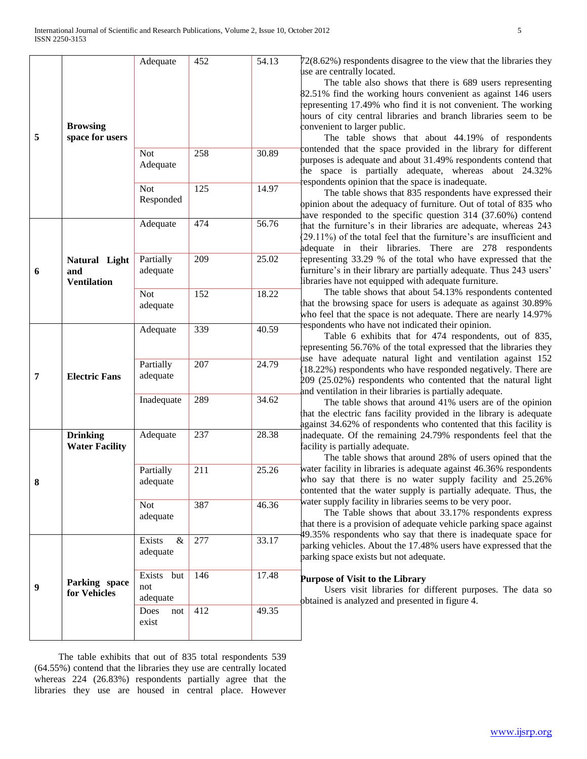| 5 | **Browsing space for users** | Adequate | 452 | 54.13 |
|---|---|---|---|---|
| | | Not Adequate | 258 | 30.89 |
| | | Not Responded | 125 | 14.97 |
| 6 | **Natural Light and Ventilation** | Adequate | 474 | 56.76 |
| | | Partially adequate | 209 | 25.02 |
| | | Not adequate | 152 | 18.22 |
| 7 | **Electric Fans** | Adequate | 339 | 40.59 |
| | | Partially adequate | 207 | 24.79 |
| | | Inadequate | 289 | 34.62 |
| 8 | **Drinking Water Facility** | Adequate | 237 | 28.38 |
| | | Partially adequate | 211 | 25.26 |
| | | Not adequate | 387 | 46.36 |
| 9 | **Parking space for Vehicles** | Exists & adequate | 277 | 33.17 |
| | | Exists but not adequate | 146 | 17.48 |
| | | Does not exist | 412 | 49.35 |

The table exhibits that out of 835 total respondents 539 (64.55%) contend that the libraries they use are centrally located whereas 224 (26.83%) respondents partially agree that the libraries they use are housed in central place. However 72(8.62%) respondents disagree to the view that the libraries they use are centrally located.

The table also shows that there is 689 users representing 82.51% find the working hours convenient as against 146 users representing 17.49% who find it is not convenient. The working hours of city central libraries and branch libraries seem to be convenient to larger public.

The table shows that about 44.19% of respondents contended that the space provided in the library for different purposes is adequate and about 31.49% respondents contend that the space is partially adequate, whereas about 24.32% respondents opinion that the space is inadequate.

The table shows that 835 respondents have expressed their opinion about the adequacy of furniture. Out of total of 835 who have responded to the specific question 314 (37.60%) contend that the furniture's in their libraries are adequate, whereas 243 (29.11%) of the total feel that the furniture's are insufficient and adequate in their libraries. There are 278 respondents representing 33.29 % of the total who have expressed that the furniture's in their library are partially adequate. Thus 243 users' libraries have not equipped with adequate furniture.

The table shows that about 54.13% respondents contented that the browsing space for users is adequate as against 30.89% who feel that the space is not adequate. There are nearly 14.97% respondents who have not indicated their opinion.

Table 6 exhibits that for 474 respondents, out of 835, representing 56.76% of the total expressed that the libraries they use have adequate natural light and ventilation against 152 (18.22%) respondents who have responded negatively. There are 209 (25.02%) respondents who contented that the natural light and ventilation in their libraries is partially adequate.

The table shows that around 41% users are of the opinion that the electric fans facility provided in the library is adequate against 34.62% of respondents who contented that this facility is inadequate. Of the remaining 24.79% respondents feel that the facility is partially adequate.

The table shows that around 28% of users opined that the water facility in libraries is adequate against 46.36% respondents who say that there is no water supply facility and 25.26% contented that the water supply is partially adequate. Thus, the water supply facility in libraries seems to be very poor.

The Table shows that about 33.17% respondents express that there is a provision of adequate vehicle parking space against 49.35% respondents who say that there is inadequate space for parking vehicles. About the 17.48% users have expressed that the parking space exists but not adequate.

### Purpose of Visit to the Library

Users visit libraries for different purposes. The data so obtained is analyzed and presented in figure 4.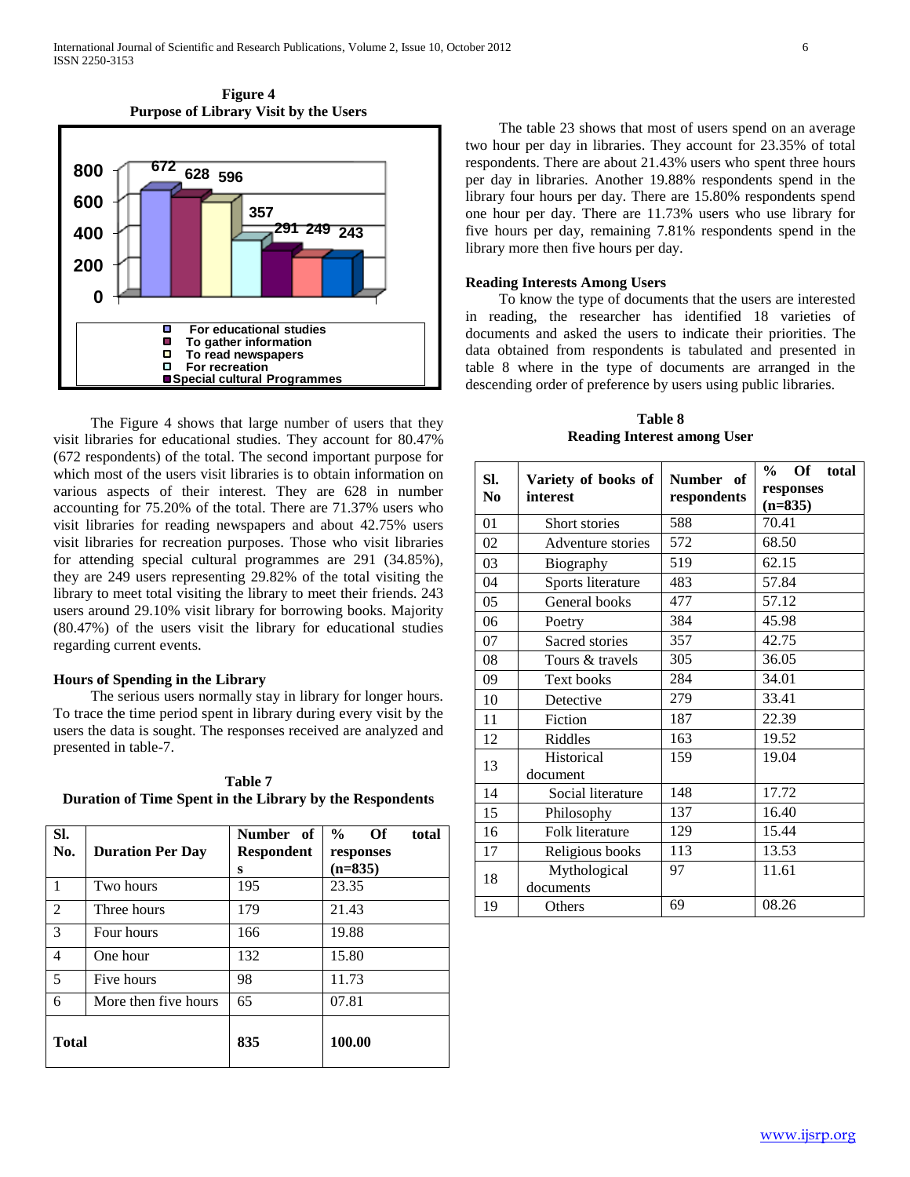**Figure 4**
**Purpose of Library Visit by the Users**

The Figure 4 shows that large number of users that they visit libraries for educational studies. They account for 80.47% (672 respondents) of the total. The second important purpose for which most of the users visit libraries is to obtain information on various aspects of their interest. They are 628 in number accounting for 75.20% of the total. There are 71.37% users who visit libraries for reading newspapers and about 42.75% users visit libraries for recreation purposes. Those who visit libraries for attending special cultural programmes are 291 (34.85%), they are 249 users representing 29.82% of the total visiting the library to meet total visiting the library to meet their friends. 243 users around 29.10% visit library for borrowing books. Majority (80.47%) of the users visit the library for educational studies regarding current events.

### Hours of Spending in the Library

The serious users normally stay in library for longer hours. To trace the time period spent in library during every visit by the users the data is sought. The responses received are analyzed and presented in table-7.

**Table 7**
**Duration of Time Spent in the Library by the Respondents**

| Sl. No. | Duration Per Day | Number of Respondents | % Of total responses (n=835) |
|---|---|---|---|
| 1 | Two hours | 195 | 23.35 |
| 2 | Three hours | 179 | 21.43 |
| 3 | Four hours | 166 | 19.88 |
| 4 | One hour | 132 | 15.80 |
| 5 | Five hours | 98 | 11.73 |
| 6 | More then five hours | 65 | 07.81 |
| **Total** | | **835** | **100.00** |

The table 23 shows that most of users spend on an average two hour per day in libraries. They account for 23.35% of total respondents. There are about 21.43% users who spent three hours per day in libraries. Another 19.88% respondents spend in the library four hours per day. There are 15.80% respondents spend one hour per day. There are 11.73% users who use library for five hours per day, remaining 7.81% respondents spend in the library more then five hours per day.

### Reading Interests Among Users

To know the type of documents that the users are interested in reading, the researcher has identified 18 varieties of documents and asked the users to indicate their priorities. The data obtained from respondents is tabulated and presented in table 8 where in the type of documents are arranged in the descending order of preference by users using public libraries.

**Table 8**
**Reading Interest among User**

| Sl. No | Variety of books of interest | Number of respondents | % Of total responses (n=835) |
|---|---|---|---|
| 01 | Short stories | 588 | 70.41 |
| 02 | Adventure stories | 572 | 68.50 |
| 03 | Biography | 519 | 62.15 |
| 04 | Sports literature | 483 | 57.84 |
| 05 | General books | 477 | 57.12 |
| 06 | Poetry | 384 | 45.98 |
| 07 | Sacred stories | 357 | 42.75 |
| 08 | Tours & travels | 305 | 36.05 |
| 09 | Text books | 284 | 34.01 |
| 10 | Detective | 279 | 33.41 |
| 11 | Fiction | 187 | 22.39 |
| 12 | Riddles | 163 | 19.52 |
| 13 | Historical document | 159 | 19.04 |
| 14 | Social literature | 148 | 17.72 |
| 15 | Philosophy | 137 | 16.40 |
| 16 | Folk literature | 129 | 15.44 |
| 17 | Religious books | 113 | 13.53 |
| 18 | Mythological documents | 97 | 11.61 |
| 19 | Others | 69 | 08.26 |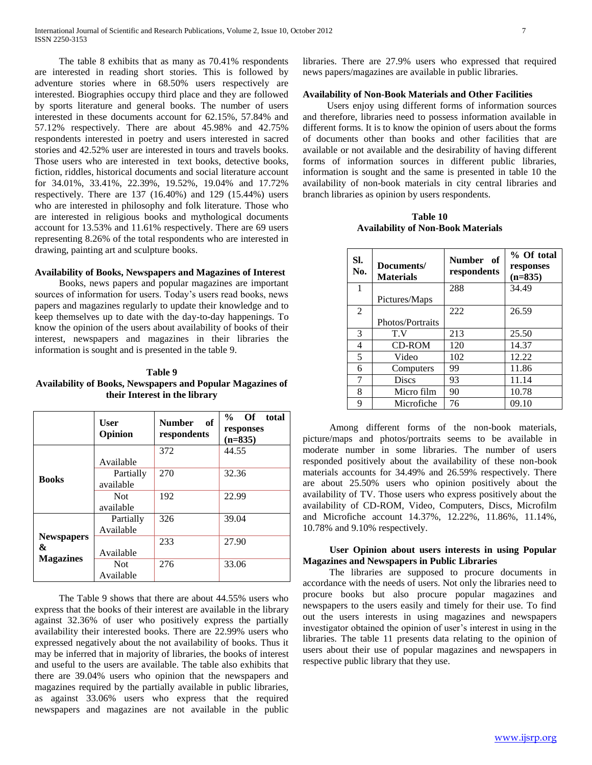The table 8 exhibits that as many as 70.41% respondents are interested in reading short stories. This is followed by adventure stories where in 68.50% users respectively are interested. Biographies occupy third place and they are followed by sports literature and general books. The number of users interested in these documents account for 62.15%, 57.84% and 57.12% respectively. There are about 45.98% and 42.75% respondents interested in poetry and users interested in sacred stories and 42.52% user are interested in tours and travels books. Those users who are interested in text books, detective books, fiction, riddles, historical documents and social literature account for 34.01%, 33.41%, 22.39%, 19.52%, 19.04% and 17.72% respectively. There are 137 (16.40%) and 129 (15.44%) users who are interested in philosophy and folk literature. Those who are interested in religious books and mythological documents account for 13.53% and 11.61% respectively. There are 69 users representing 8.26% of the total respondents who are interested in drawing, painting art and sculpture books.

**Availability of Books, Newspapers and Magazines of Interest**

Books, news papers and popular magazines are important sources of information for users. Today's users read books, news papers and magazines regularly to update their knowledge and to keep themselves up to date with the day-to-day happenings. To know the opinion of the users about availability of books of their interest, newspapers and magazines in their libraries the information is sought and is presented in the table 9.

**Table 9**
**Availability of Books, Newspapers and Popular Magazines of their Interest in the library**

| | User Opinion | Number of respondents | % Of total responses (n=835) |
|---|---|---|---|
| **Books** | Available | 372 | 44.55 |
| | Partially available | 270 | 32.36 |
| | Not available | 192 | 22.99 |
| **Newspapers & Magazines** | Partially Available | 326 | 39.04 |
| | Available | 233 | 27.90 |
| | Not Available | 276 | 33.06 |

The Table 9 shows that there are about 44.55% users who express that the books of their interest are available in the library against 32.36% of user who positively express the partially availability their interested books. There are 22.99% users who expressed negatively about the not availability of books. Thus it may be inferred that in majority of libraries, the books of interest and useful to the users are available. The table also exhibits that there are 39.04% users who opinion that the newspapers and magazines required by the partially available in public libraries, as against 33.06% users who express that the required newspapers and magazines are not available in the public libraries. There are 27.9% users who expressed that required news papers/magazines are available in public libraries.

**Availability of Non-Book Materials and Other Facilities**

Users enjoy using different forms of information sources and therefore, libraries need to possess information available in different forms. It is to know the opinion of users about the forms of documents other than books and other facilities that are available or not available and the desirability of having different forms of information sources in different public libraries, information is sought and the same is presented in table 10 the availability of non-book materials in city central libraries and branch libraries as opinion by users respondents.

**Table 10**
**Availability of Non-Book Materials**

| Sl. No. | Documents/ Materials | Number of respondents | % Of total responses (n=835) |
|---|---|---|---|
| 1 | Pictures/Maps | 288 | 34.49 |
| 2 | Photos/Portraits | 222 | 26.59 |
| 3 | T.V | 213 | 25.50 |
| 4 | CD-ROM | 120 | 14.37 |
| 5 | Video | 102 | 12.22 |
| 6 | Computers | 99 | 11.86 |
| 7 | Discs | 93 | 11.14 |
| 8 | Micro film | 90 | 10.78 |
| 9 | Microfiche | 76 | 09.10 |

Among different forms of the non-book materials, picture/maps and photos/portraits seems to be available in moderate number in some libraries. The number of users responded positively about the availability of these non-book materials accounts for 34.49% and 26.59% respectively. There are about 25.50% users who opinion positively about the availability of TV. Those users who express positively about the availability of CD-ROM, Video, Computers, Discs, Microfilm and Microfiche account 14.37%, 12.22%, 11.86%, 11.14%, 10.78% and 9.10% respectively.

**User Opinion about users interests in using Popular Magazines and Newspapers in Public Libraries**

The libraries are supposed to procure documents in accordance with the needs of users. Not only the libraries need to procure books but also procure popular magazines and newspapers to the users easily and timely for their use. To find out the users interests in using magazines and newspapers investigator obtained the opinion of user's interest in using in the libraries. The table 11 presents data relating to the opinion of users about their use of popular magazines and newspapers in respective public library that they use.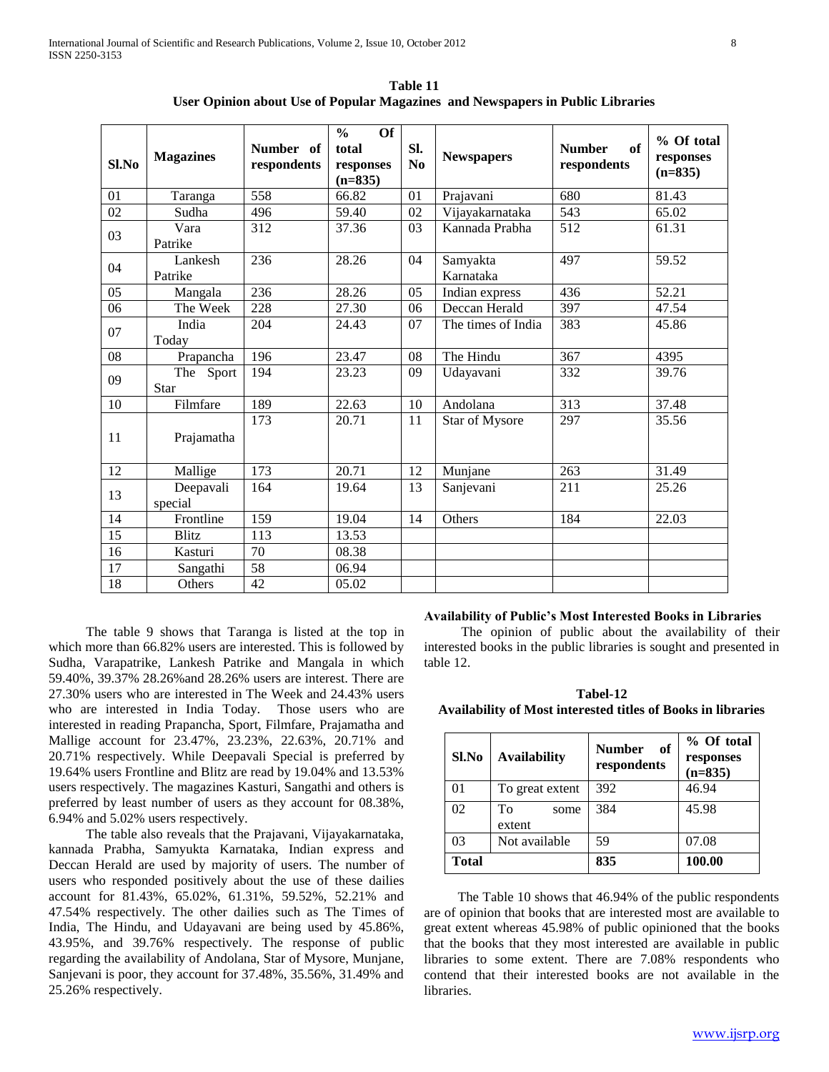**Table 11**
**User Opinion about Use of Popular Magazines and Newspapers in Public Libraries**

| Sl.No | Magazines | Number of respondents | % Of total responses (n=835) | Sl. No | Newspapers | Number of respondents | % Of total responses (n=835) |
|---|---|---|---|---|---|---|---|
| 01 | Taranga | 558 | 66.82 | 01 | Prajavani | 680 | 81.43 |
| 02 | Sudha | 496 | 59.40 | 02 | Vijayakarnataka | 543 | 65.02 |
| 03 | Vara Patrike | 312 | 37.36 | 03 | Kannada Prabha | 512 | 61.31 |
| 04 | Lankesh Patrike | 236 | 28.26 | 04 | Samyakta Karnataka | 497 | 59.52 |
| 05 | Mangala | 236 | 28.26 | 05 | Indian express | 436 | 52.21 |
| 06 | The Week | 228 | 27.30 | 06 | Deccan Herald | 397 | 47.54 |
| 07 | India Today | 204 | 24.43 | 07 | The times of India | 383 | 45.86 |
| 08 | Prapancha | 196 | 23.47 | 08 | The Hindu | 367 | 4395 |
| 09 | The Sport Star | 194 | 23.23 | 09 | Udayavani | 332 | 39.76 |
| 10 | Filmfare | 189 | 22.63 | 10 | Andolana | 313 | 37.48 |
| 11 | Prajamatha | 173 | 20.71 | 11 | Star of Mysore | 297 | 35.56 |
| 12 | Mallige | 173 | 20.71 | 12 | Munjane | 263 | 31.49 |
| 13 | Deepavali special | 164 | 19.64 | 13 | Sanjevani | 211 | 25.26 |
| 14 | Frontline | 159 | 19.04 | 14 | Others | 184 | 22.03 |
| 15 | Blitz | 113 | 13.53 | | | | |
| 16 | Kasturi | 70 | 08.38 | | | | |
| 17 | Sangathi | 58 | 06.94 | | | | |
| 18 | Others | 42 | 05.02 | | | | |

The table 9 shows that Taranga is listed at the top in which more than 66.82% users are interested. This is followed by Sudha, Varapatrike, Lankesh Patrike and Mangala in which 59.40%, 39.37% 28.26%and 28.26% users are interest. There are 27.30% users who are interested in The Week and 24.43% users who are interested in India Today. Those users who are interested in reading Prapancha, Sport, Filmfare, Prajamatha and Mallige account for 23.47%, 23.23%, 22.63%, 20.71% and 20.71% respectively. While Deepavali Special is preferred by 19.64% users Frontline and Blitz are read by 19.04% and 13.53% users respectively. The magazines Kasturi, Sangathi and others is preferred by least number of users as they account for 08.38%, 6.94% and 5.02% users respectively.

The table also reveals that the Prajavani, Vijayakarnataka, kannada Prabha, Samyukta Karnataka, Indian express and Deccan Herald are used by majority of users. The number of users who responded positively about the use of these dailies account for 81.43%, 65.02%, 61.31%, 59.52%, 52.21% and 47.54% respectively. The other dailies such as The Times of India, The Hindu, and Udayavani are being used by 45.86%, 43.95%, and 39.76% respectively. The response of public regarding the availability of Andolana, Star of Mysore, Munjane, Sanjevani is poor, they account for 37.48%, 35.56%, 31.49% and 25.26% respectively.

**Availability of Public's Most Interested Books in Libraries**

The opinion of public about the availability of their interested books in the public libraries is sought and presented in table 12.

**Tabel-12**
**Availability of Most interested titles of Books in libraries**

| Sl.No | Availability | Number of respondents | % Of total responses (n=835) |
|---|---|---|---|
| 01 | To great extent | 392 | 46.94 |
| 02 | To some extent | 384 | 45.98 |
| 03 | Not available | 59 | 07.08 |
| **Total** | | **835** | **100.00** |

The Table 10 shows that 46.94% of the public respondents are of opinion that books that are interested most are available to great extent whereas 45.98% of public opinioned that the books that the books that they most interested are available in public libraries to some extent. There are 7.08% respondents who contend that their interested books are not available in the libraries.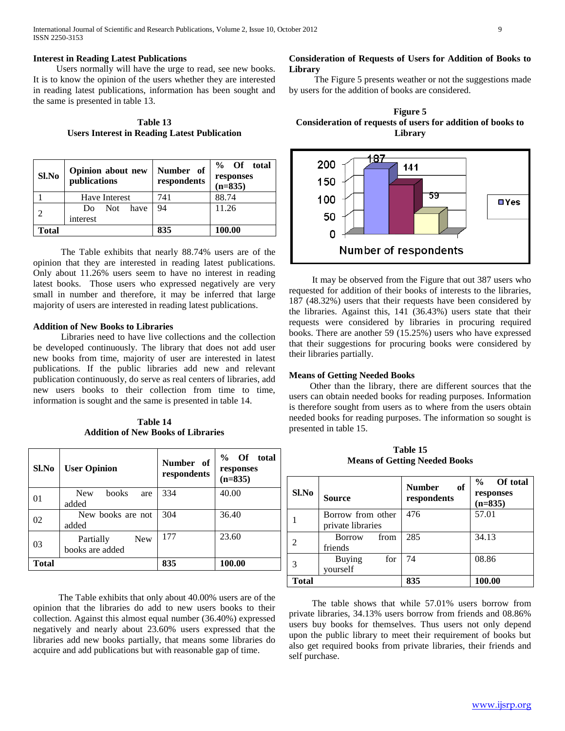### Interest in Reading Latest Publications

Users normally will have the urge to read, see new books. It is to know the opinion of the users whether they are interested in reading latest publications, information has been sought and the same is presented in table 13.

**Table 13**
**Users Interest in Reading Latest Publication**

| Sl.No | Opinion about new publications | Number of respondents | % Of total responses (n=835) |
|---|---|---|---|
| 1 | Have Interest | 741 | 88.74 |
| 2 | Do Not have interest | 94 | 11.26 |
| **Total** | | **835** | **100.00** |

The Table exhibits that nearly 88.74% users are of the opinion that they are interested in reading latest publications. Only about 11.26% users seem to have no interest in reading latest books. Those users who expressed negatively are very small in number and therefore, it may be inferred that large majority of users are interested in reading latest publications.

### Addition of New Books to Libraries

Libraries need to have live collections and the collection be developed continuously. The library that does not add user new books from time, majority of user are interested in latest publications. If the public libraries add new and relevant publication continuously, do serve as real centers of libraries, add new users books to their collection from time to time, information is sought and the same is presented in table 14.

**Table 14**
**Addition of New Books of Libraries**

| Sl.No | User Opinion | Number of respondents | % Of total responses (n=835) |
|---|---|---|---|
| 01 | New books are added | 334 | 40.00 |
| 02 | New books are not added | 304 | 36.40 |
| 03 | Partially New books are added | 177 | 23.60 |
| **Total** | | **835** | **100.00** |

The Table exhibits that only about 40.00% users are of the opinion that the libraries do add to new users books to their collection. Against this almost equal number (36.40%) expressed negatively and nearly about 23.60% users expressed that the libraries add new books partially, that means some libraries do acquire and add publications but with reasonable gap of time.

### Consideration of Requests of Users for Addition of Books to Library

The Figure 5 presents weather or not the suggestions made by users for the addition of books are considered.

**Figure 5**
**Consideration of requests of users for addition of books to Library**

It may be observed from the Figure that out 387 users who requested for addition of their books of interests to the libraries, 187 (48.32%) users that their requests have been considered by the libraries. Against this, 141 (36.43%) users state that their requests were considered by libraries in procuring required books. There are another 59 (15.25%) users who have expressed that their suggestions for procuring books were considered by their libraries partially.

### Means of Getting Needed Books

Other than the library, there are different sources that the users can obtain needed books for reading purposes. Information is therefore sought from users as to where from the users obtain needed books for reading purposes. The information so sought is presented in table 15.

**Table 15**
**Means of Getting Needed Books**

| Sl.No | Source | Number of respondents | % Of total responses (n=835) |
|---|---|---|---|
| 1 | Borrow from other private libraries | 476 | 57.01 |
| 2 | Borrow from friends | 285 | 34.13 |
| 3 | Buying for yourself | 74 | 08.86 |
| **Total** | | **835** | **100.00** |

The table shows that while 57.01% users borrow from private libraries, 34.13% users borrow from friends and 08.86% users buy books for themselves. Thus users not only depend upon the public library to meet their requirement of books but also get required books from private libraries, their friends and self purchase.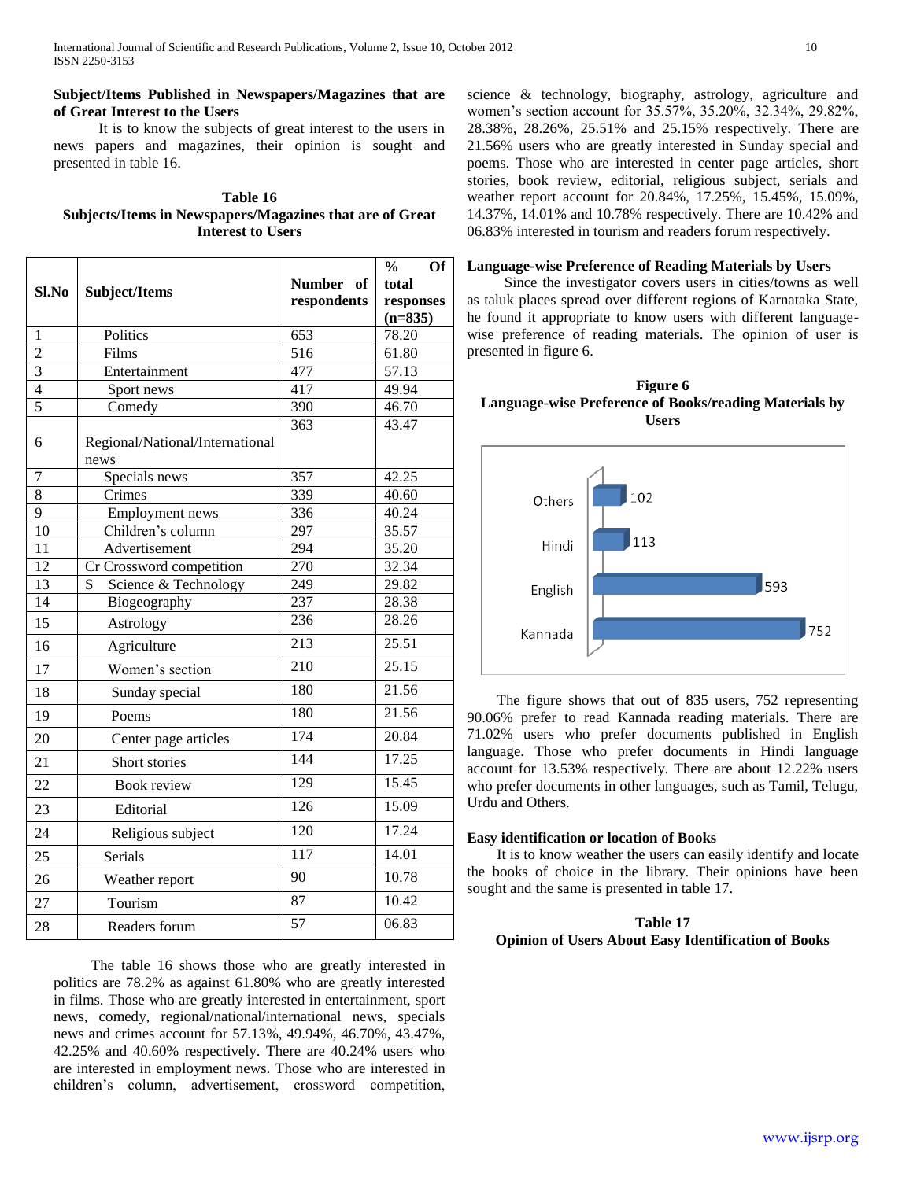**Subject/Items Published in Newspapers/Magazines that are of Great Interest to the Users**

It is to know the subjects of great interest to the users in news papers and magazines, their opinion is sought and presented in table 16.

**Table 16**
**Subjects/Items in Newspapers/Magazines that are of Great Interest to Users**

| Sl.No | Subject/Items | Number of respondents | % Of total responses (n=835) |
|---|---|---|---|
| 1 | Politics | 653 | 78.20 |
| 2 | Films | 516 | 61.80 |
| 3 | Entertainment | 477 | 57.13 |
| 4 | Sport news | 417 | 49.94 |
| 5 | Comedy | 390 | 46.70 |
| 6 | Regional/National/International news | 363 | 43.47 |
| 7 | Specials news | 357 | 42.25 |
| 8 | Crimes | 339 | 40.60 |
| 9 | Employment news | 336 | 40.24 |
| 10 | Children's column | 297 | 35.57 |
| 11 | Advertisement | 294 | 35.20 |
| 12 | Cr Crossword competition | 270 | 32.34 |
| 13 | S Science & Technology | 249 | 29.82 |
| 14 | Biogeography | 237 | 28.38 |
| 15 | Astrology | 236 | 28.26 |
| 16 | Agriculture | 213 | 25.51 |
| 17 | Women's section | 210 | 25.15 |
| 18 | Sunday special | 180 | 21.56 |
| 19 | Poems | 180 | 21.56 |
| 20 | Center page articles | 174 | 20.84 |
| 21 | Short stories | 144 | 17.25 |
| 22 | Book review | 129 | 15.45 |
| 23 | Editorial | 126 | 15.09 |
| 24 | Religious subject | 120 | 17.24 |
| 25 | Serials | 117 | 14.01 |
| 26 | Weather report | 90 | 10.78 |
| 27 | Tourism | 87 | 10.42 |
| 28 | Readers forum | 57 | 06.83 |

The table 16 shows those who are greatly interested in politics are 78.2% as against 61.80% who are greatly interested in films. Those who are greatly interested in entertainment, sport news, comedy, regional/national/international news, specials news and crimes account for 57.13%, 49.94%, 46.70%, 43.47%, 42.25% and 40.60% respectively. There are 40.24% users who are interested in employment news. Those who are interested in children's column, advertisement, crossword competition, science & technology, biography, astrology, agriculture and women's section account for 35.57%, 35.20%, 32.34%, 29.82%, 28.38%, 28.26%, 25.51% and 25.15% respectively. There are 21.56% users who are greatly interested in Sunday special and poems. Those who are interested in center page articles, short stories, book review, editorial, religious subject, serials and weather report account for 20.84%, 17.25%, 15.45%, 15.09%, 14.37%, 14.01% and 10.78% respectively. There are 10.42% and 06.83% interested in tourism and readers forum respectively.

**Language-wise Preference of Reading Materials by Users**

Since the investigator covers users in cities/towns as well as taluk places spread over different regions of Karnataka State, he found it appropriate to know users with different language-wise preference of reading materials. The opinion of user is presented in figure 6.

**Figure 6**
**Language-wise Preference of Books/reading Materials by Users**

| Language | Users |
|---|---|
| Others | 102 |
| Hindi | 113 |
| English | 593 |
| Kannada | 752 |

The figure shows that out of 835 users, 752 representing 90.06% prefer to read Kannada reading materials. There are 71.02% users who prefer documents published in English language. Those who prefer documents in Hindi language account for 13.53% respectively. There are about 12.22% users who prefer documents in other languages, such as Tamil, Telugu, Urdu and Others.

**Easy identification or location of Books**

It is to know weather the users can easily identify and locate the books of choice in the library. Their opinions have been sought and the same is presented in table 17.

**Table 17**
**Opinion of Users About Easy Identification of Books**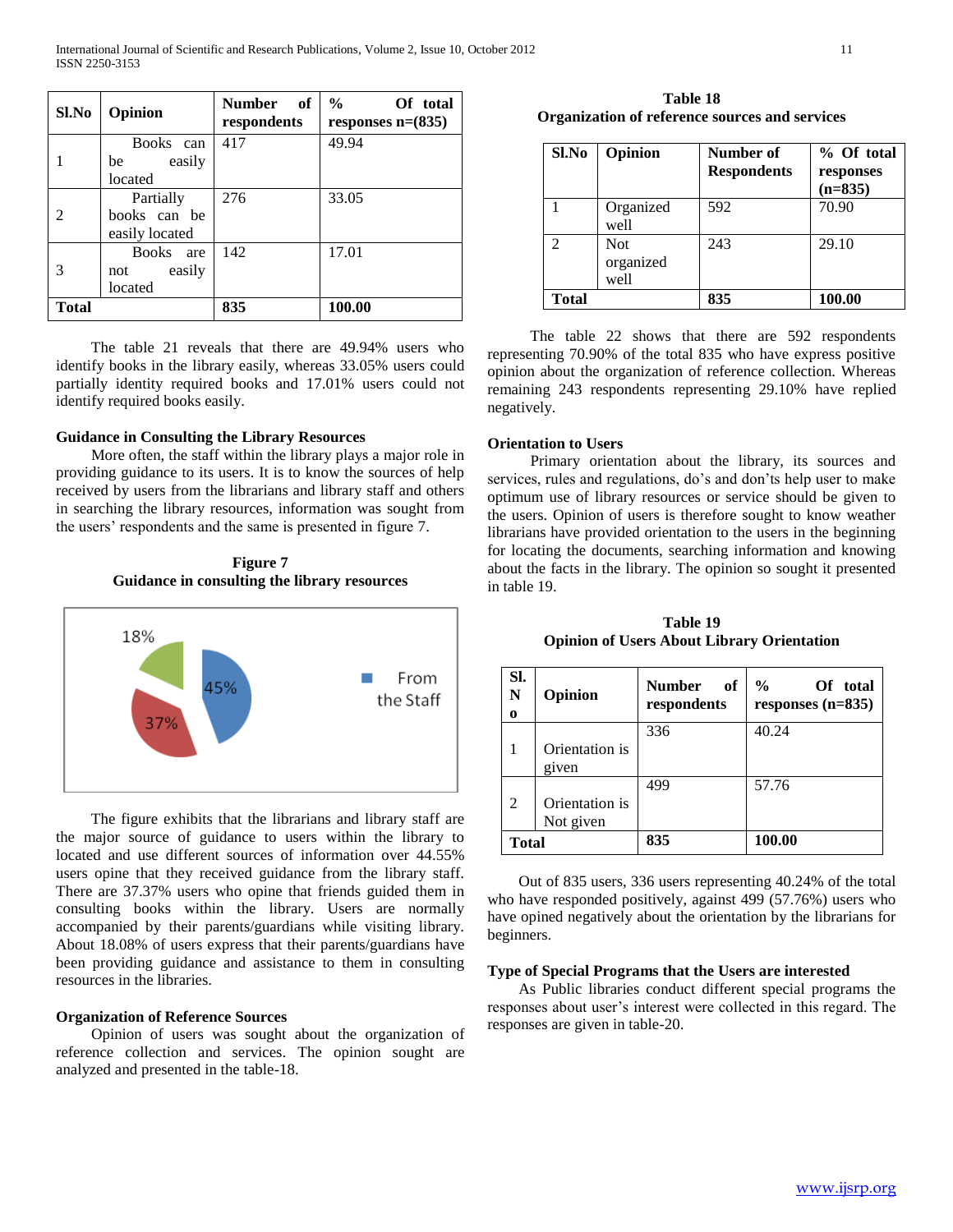| Sl.No | Opinion | Number of respondents | % Of total responses n=(835) |
|---|---|---|---|
| 1 | Books can be easily located | 417 | 49.94 |
| 2 | Partially books can be easily located | 276 | 33.05 |
| 3 | Books are not easily located | 142 | 17.01 |
| **Total** | | **835** | **100.00** |

The table 21 reveals that there are 49.94% users who identify books in the library easily, whereas 33.05% users could partially identity required books and 17.01% users could not identify required books easily.

### Guidance in Consulting the Library Resources

More often, the staff within the library plays a major role in providing guidance to its users. It is to know the sources of help received by users from the librarians and library staff and others in searching the library resources, information was sought from the users' respondents and the same is presented in figure 7.

**Figure 7**
**Guidance in consulting the library resources**

The figure exhibits that the librarians and library staff are the major source of guidance to users within the library to located and use different sources of information over 44.55% users opine that they received guidance from the library staff. There are 37.37% users who opine that friends guided them in consulting books within the library. Users are normally accompanied by their parents/guardians while visiting library. About 18.08% of users express that their parents/guardians have been providing guidance and assistance to them in consulting resources in the libraries.

### Organization of Reference Sources

Opinion of users was sought about the organization of reference collection and services. The opinion sought are analyzed and presented in the table-18.

**Table 18**
**Organization of reference sources and services**

| Sl.No | Opinion | Number of Respondents | % Of total responses (n=835) |
|---|---|---|---|
| 1 | Organized well | 592 | 70.90 |
| 2 | Not organized well | 243 | 29.10 |
| **Total** | | **835** | **100.00** |

The table 22 shows that there are 592 respondents representing 70.90% of the total 835 who have express positive opinion about the organization of reference collection. Whereas remaining 243 respondents representing 29.10% have replied negatively.

### Orientation to Users

Primary orientation about the library, its sources and services, rules and regulations, do's and don'ts help user to make optimum use of library resources or service should be given to the users. Opinion of users is therefore sought to know weather librarians have provided orientation to the users in the beginning for locating the documents, searching information and knowing about the facts in the library. The opinion so sought it presented in table 19.

**Table 19**
**Opinion of Users About Library Orientation**

| Sl. No | Opinion | Number of respondents | % Of total responses (n=835) |
|---|---|---|---|
| 1 | Orientation is given | 336 | 40.24 |
| 2 | Orientation is Not given | 499 | 57.76 |
| **Total** | | **835** | **100.00** |

Out of 835 users, 336 users representing 40.24% of the total who have responded positively, against 499 (57.76%) users who have opined negatively about the orientation by the librarians for beginners.

### Type of Special Programs that the Users are interested

As Public libraries conduct different special programs the responses about user's interest were collected in this regard. The responses are given in table-20.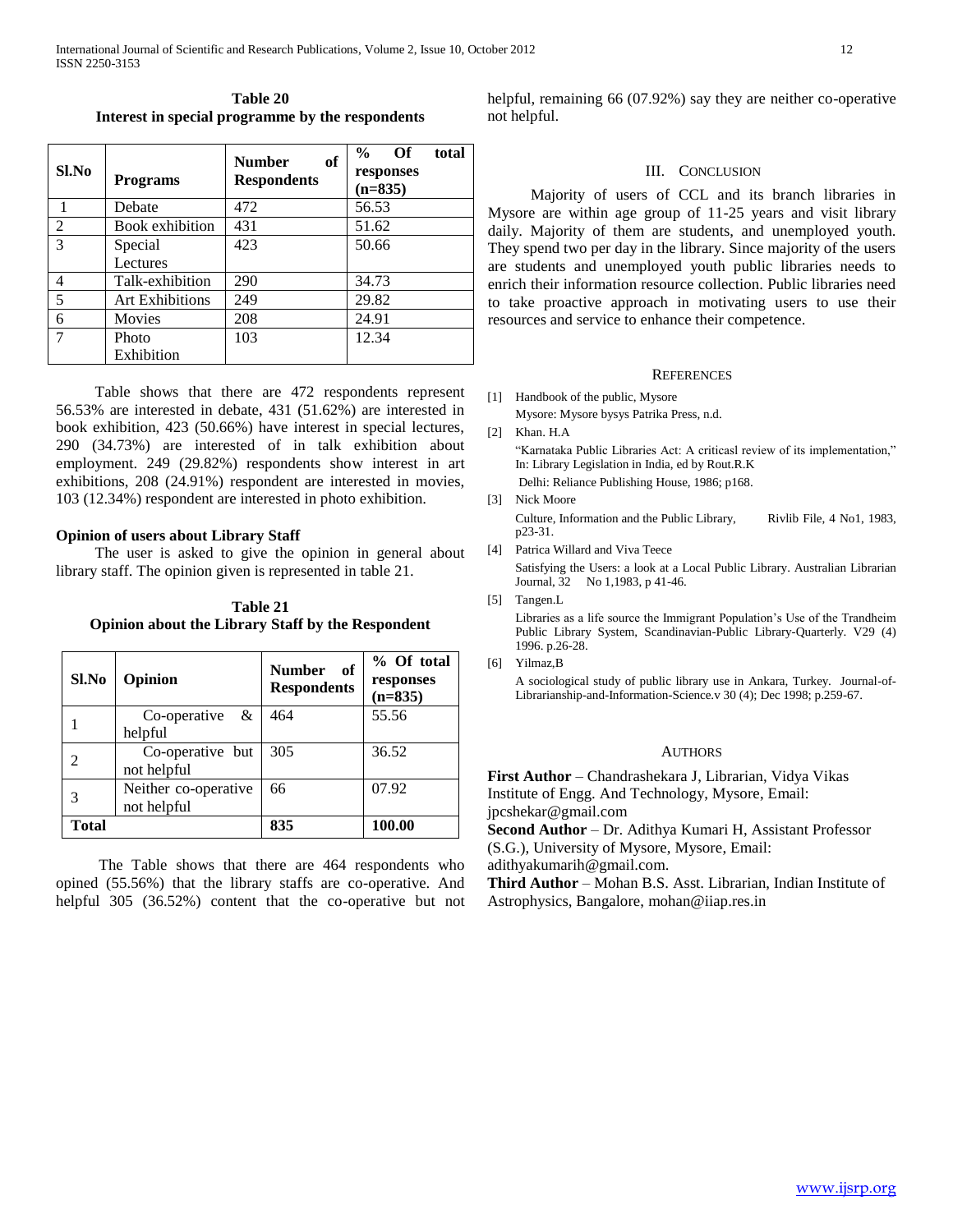**Table 20**
**Interest in special programme by the respondents**

| Sl.No | Programs | Number of Respondents | % Of total responses (n=835) |
|---|---|---|---|
| 1 | Debate | 472 | 56.53 |
| 2 | Book exhibition | 431 | 51.62 |
| 3 | Special Lectures | 423 | 50.66 |
| 4 | Talk-exhibition | 290 | 34.73 |
| 5 | Art Exhibitions | 249 | 29.82 |
| 6 | Movies | 208 | 24.91 |
| 7 | Photo Exhibition | 103 | 12.34 |

Table shows that there are 472 respondents represent 56.53% are interested in debate, 431 (51.62%) are interested in book exhibition, 423 (50.66%) have interest in special lectures, 290 (34.73%) are interested of in talk exhibition about employment. 249 (29.82%) respondents show interest in art exhibitions, 208 (24.91%) respondent are interested in movies, 103 (12.34%) respondent are interested in photo exhibition.

**Opinion of users about Library Staff**

The user is asked to give the opinion in general about library staff. The opinion given is represented in table 21.

**Table 21**
**Opinion about the Library Staff by the Respondent**

| Sl.No | Opinion | Number of Respondents | % Of total responses (n=835) |
|---|---|---|---|
| 1 | Co-operative & helpful | 464 | 55.56 |
| 2 | Co-operative but not helpful | 305 | 36.52 |
| 3 | Neither co-operative not helpful | 66 | 07.92 |
| **Total** | | **835** | **100.00** |

The Table shows that there are 464 respondents who opined (55.56%) that the library staffs are co-operative. And helpful 305 (36.52%) content that the co-operative but not helpful, remaining 66 (07.92%) say they are neither co-operative not helpful.

## III. Conclusion

Majority of users of CCL and its branch libraries in Mysore are within age group of 11-25 years and visit library daily. Majority of them are students, and unemployed youth. They spend two per day in the library. Since majority of the users are students and unemployed youth public libraries needs to enrich their information resource collection. Public libraries need to take proactive approach in motivating users to use their resources and service to enhance their competence.

## References

[1] Handbook of the public, Mysore
Mysore: Mysore bysys Patrika Press, n.d.

[2] Khan. H.A
"Karnataka Public Libraries Act: A criticasl review of its implementation," In: Library Legislation in India, ed by Rout.R.K
Delhi: Reliance Publishing House, 1986; p168.

[3] Nick Moore
Culture, Information and the Public Library, Rivlib File, 4 No1, 1983, p23-31.

[4] Patrica Willard and Viva Teece
Satisfying the Users: a look at a Local Public Library. Australian Librarian Journal, 32 No 1,1983, p 41-46.

[5] Tangen.L
Libraries as a life source the Immigrant Population's Use of the Trandheim Public Library System, Scandinavian-Public Library-Quarterly. V29 (4) 1996. p.26-28.

[6] Yilmaz,B
A sociological study of public library use in Ankara, Turkey. Journal-of-Librarianship-and-Information-Science.v 30 (4); Dec 1998; p.259-67.

## Authors

**First Author** – Chandrashekara J, Librarian, Vidya Vikas Institute of Engg. And Technology, Mysore, Email: jpcshekar@gmail.com

**Second Author** – Dr. Adithya Kumari H, Assistant Professor (S.G.), University of Mysore, Mysore, Email: adithyakumarih@gmail.com.

**Third Author** – Mohan B.S. Asst. Librarian, Indian Institute of Astrophysics, Bangalore, mohan@iiap.res.in